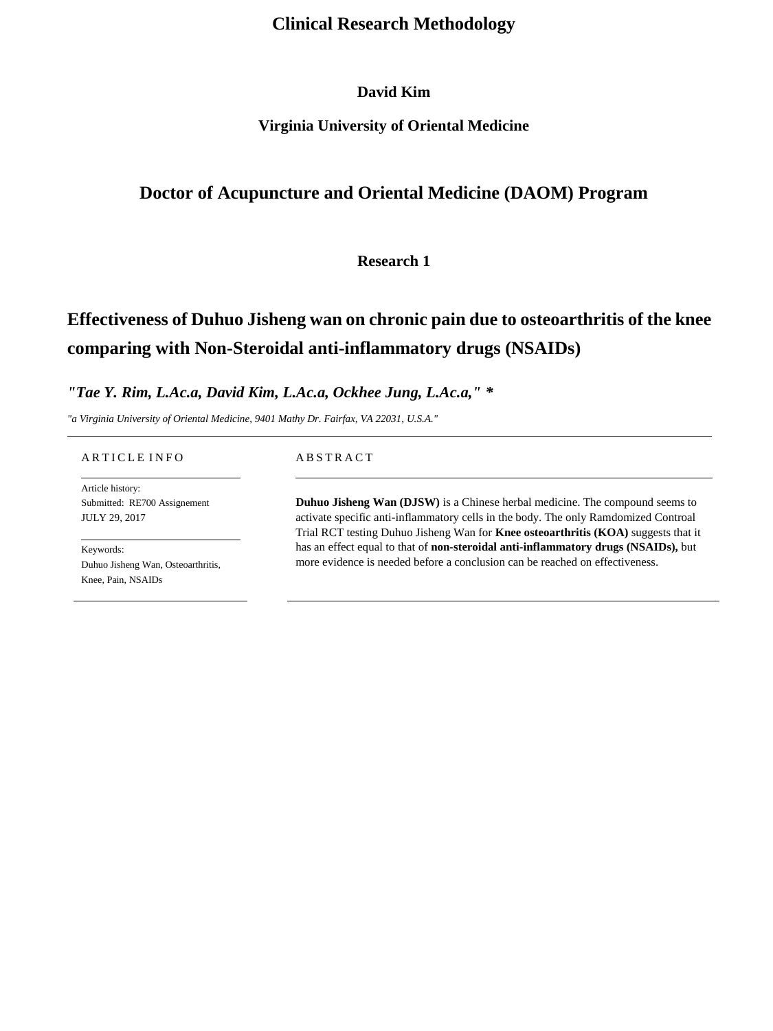# Clinical Research Methodology

**David Kim**

**Virginia University of Oriental Medicine**

## Doctor of Acupuncture and Oriental Medicine (DAOM) Program

**Research 1**

## Effectiveness of Duhuo Jisheng wan on chronic pain due to osteoarthritis of the knee comparing with Non-Steroidal anti-inflammatory drugs (NSAIDs)

***"Tae Y. Rim, L.Ac.a, David Kim, L.Ac.a, Ockhee Jung, L.Ac.a," ****

*"a Virginia University of Oriental Medicine, 9401 Mathy Dr. Fairfax, VA 22031, U.S.A."*

---

A R T I C L E I N F O

Article history:
Submitted: RE700 Assignement
JULY 29, 2017

Keywords:
Duhuo Jisheng Wan, Osteoarthritis, Knee, Pain, NSAIDs

A B S T R A C T

**Duhuo Jisheng Wan (DJSW)** is a Chinese herbal medicine. The compound seems to activate specific anti-inflammatory cells in the body. The only Ramdomized Controal Trial RCT testing Duhuo Jisheng Wan for **Knee osteoarthritis (KOA)** suggests that it has an effect equal to that of **non-steroidal anti-inflammatory drugs (NSAIDs),** but more evidence is needed before a conclusion can be reached on effectiveness.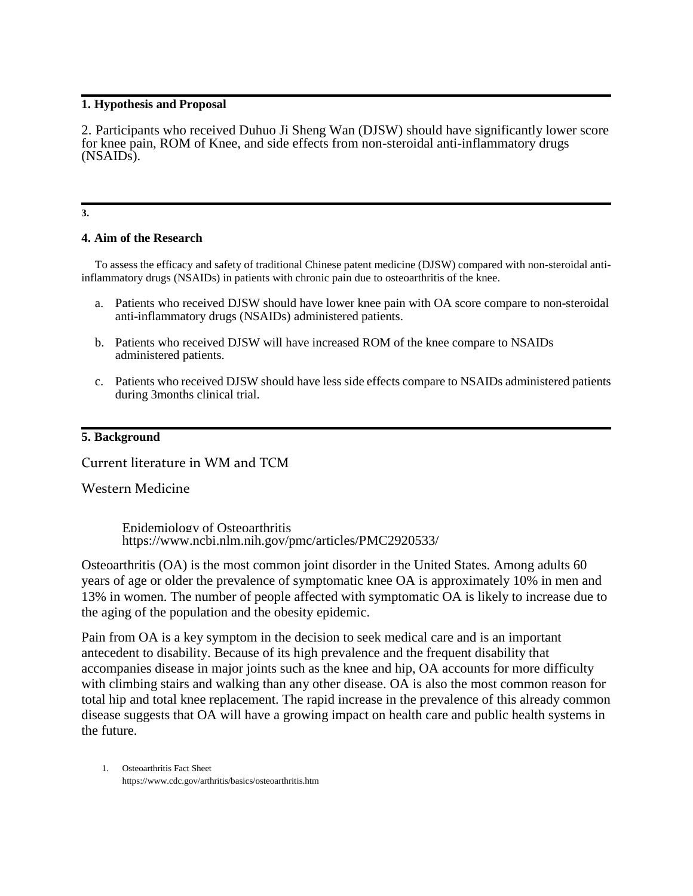**1. Hypothesis and Proposal**

2. Participants who received Duhuo Ji Sheng Wan (DJSW) should have significantly lower score for knee pain, ROM of Knee, and side effects from non-steroidal anti-inflammatory drugs (NSAIDs).

---

**3.**

**4. Aim of the Research**

To assess the efficacy and safety of traditional Chinese patent medicine (DJSW) compared with non-steroidal anti-inflammatory drugs (NSAIDs) in patients with chronic pain due to osteoarthritis of the knee.

a. Patients who received DJSW should have lower knee pain with OA score compare to non-steroidal anti-inflammatory drugs (NSAIDs) administered patients.

b. Patients who received DJSW will have increased ROM of the knee compare to NSAIDs administered patients.

c. Patients who received DJSW should have less side effects compare to NSAIDs administered patients during 3months clinical trial.

---

**5. Background**

Current literature in WM and TCM

Western Medicine

Epidemiology of Osteoarthritis
https://www.ncbi.nlm.nih.gov/pmc/articles/PMC2920533/

Osteoarthritis (OA) is the most common joint disorder in the United States. Among adults 60 years of age or older the prevalence of symptomatic knee OA is approximately 10% in men and 13% in women. The number of people affected with symptomatic OA is likely to increase due to the aging of the population and the obesity epidemic.

Pain from OA is a key symptom in the decision to seek medical care and is an important antecedent to disability. Because of its high prevalence and the frequent disability that accompanies disease in major joints such as the knee and hip, OA accounts for more difficulty with climbing stairs and walking than any other disease. OA is also the most common reason for total hip and total knee replacement. The rapid increase in the prevalence of this already common disease suggests that OA will have a growing impact on health care and public health systems in the future.

1. Osteoarthritis Fact Sheet
   https://www.cdc.gov/arthritis/basics/osteoarthritis.htm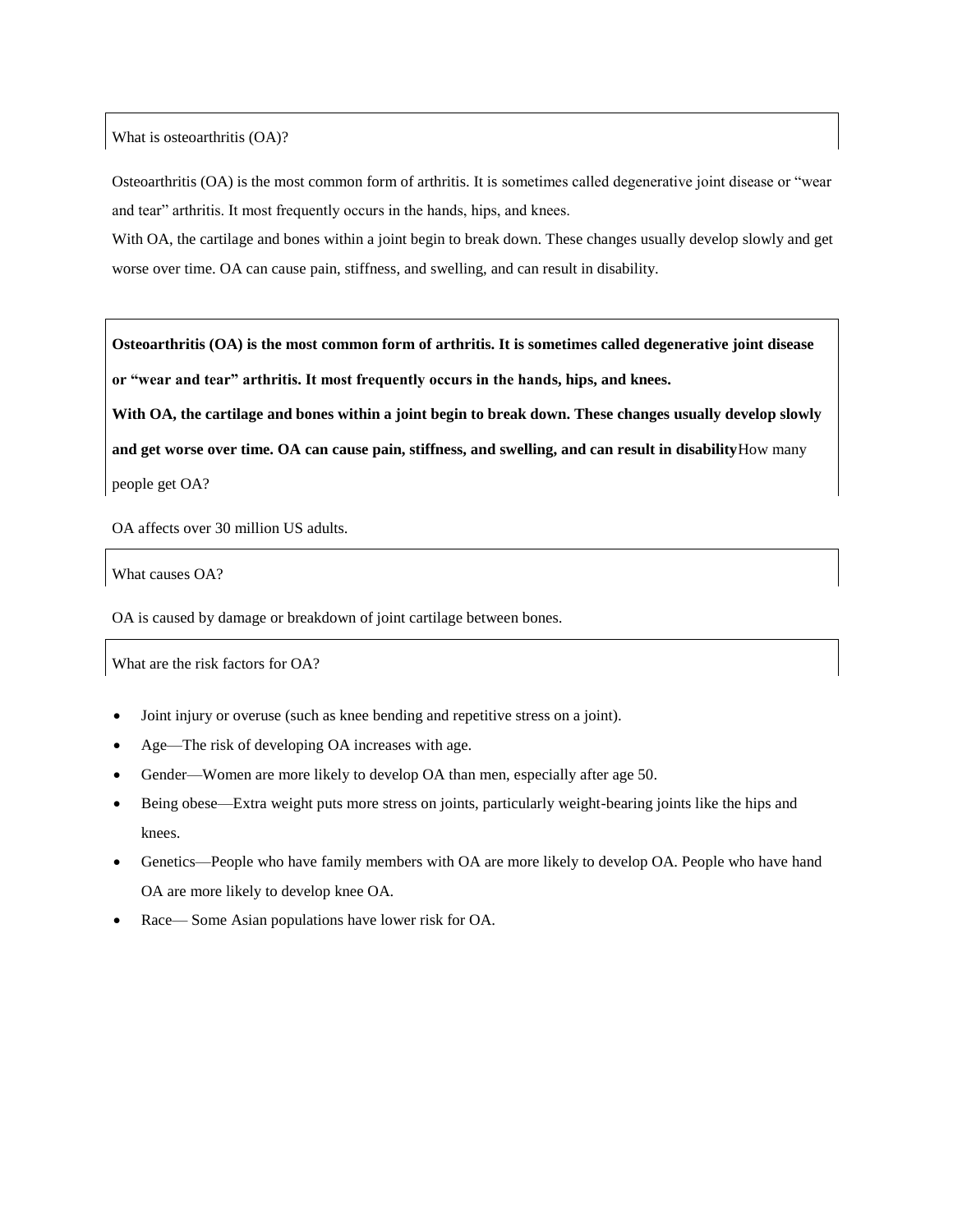## What is osteoarthritis (OA)?

Osteoarthritis (OA) is the most common form of arthritis. It is sometimes called degenerative joint disease or "wear and tear" arthritis. It most frequently occurs in the hands, hips, and knees.
With OA, the cartilage and bones within a joint begin to break down. These changes usually develop slowly and get worse over time. OA can cause pain, stiffness, and swelling, and can result in disability.

**Osteoarthritis (OA) is the most common form of arthritis. It is sometimes called degenerative joint disease or "wear and tear" arthritis. It most frequently occurs in the hands, hips, and knees.**
**With OA, the cartilage and bones within a joint begin to break down. These changes usually develop slowly and get worse over time. OA can cause pain, stiffness, and swelling, and can result in disability**How many people get OA?

OA affects over 30 million US adults.

## What causes OA?

OA is caused by damage or breakdown of joint cartilage between bones.

## What are the risk factors for OA?

- Joint injury or overuse (such as knee bending and repetitive stress on a joint).
- Age—The risk of developing OA increases with age.
- Gender—Women are more likely to develop OA than men, especially after age 50.
- Being obese—Extra weight puts more stress on joints, particularly weight-bearing joints like the hips and knees.
- Genetics—People who have family members with OA are more likely to develop OA. People who have hand OA are more likely to develop knee OA.
- Race— Some Asian populations have lower risk for OA.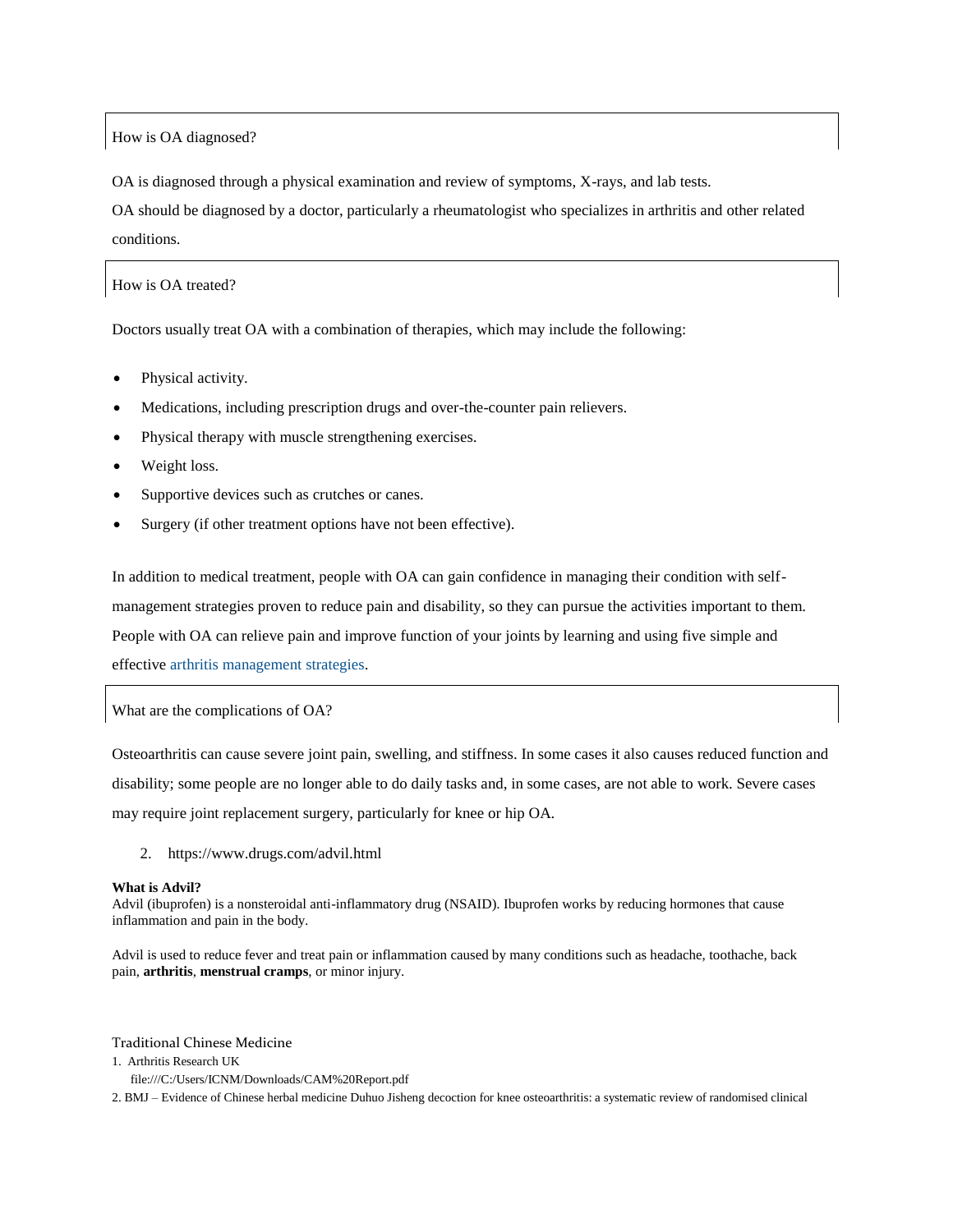## How is OA diagnosed?

OA is diagnosed through a physical examination and review of symptoms, X-rays, and lab tests.

OA should be diagnosed by a doctor, particularly a rheumatologist who specializes in arthritis and other related conditions.

## How is OA treated?

Doctors usually treat OA with a combination of therapies, which may include the following:

- Physical activity.
- Medications, including prescription drugs and over-the-counter pain relievers.
- Physical therapy with muscle strengthening exercises.
- Weight loss.
- Supportive devices such as crutches or canes.
- Surgery (if other treatment options have not been effective).

In addition to medical treatment, people with OA can gain confidence in managing their condition with self-management strategies proven to reduce pain and disability, so they can pursue the activities important to them. People with OA can relieve pain and improve function of your joints by learning and using five simple and effective arthritis management strategies.

## What are the complications of OA?

Osteoarthritis can cause severe joint pain, swelling, and stiffness. In some cases it also causes reduced function and disability; some people are no longer able to do daily tasks and, in some cases, are not able to work. Severe cases may require joint replacement surgery, particularly for knee or hip OA.

2. https://www.drugs.com/advil.html

**What is Advil?**

Advil (ibuprofen) is a nonsteroidal anti-inflammatory drug (NSAID). Ibuprofen works by reducing hormones that cause inflammation and pain in the body.

Advil is used to reduce fever and treat pain or inflammation caused by many conditions such as headache, toothache, back pain, **arthritis**, **menstrual cramps**, or minor injury.

Traditional Chinese Medicine

1. Arthritis Research UK
   file:///C:/Users/ICNM/Downloads/CAM%20Report.pdf
2. BMJ – Evidence of Chinese herbal medicine Duhuo Jisheng decoction for knee osteoarthritis: a systematic review of randomised clinical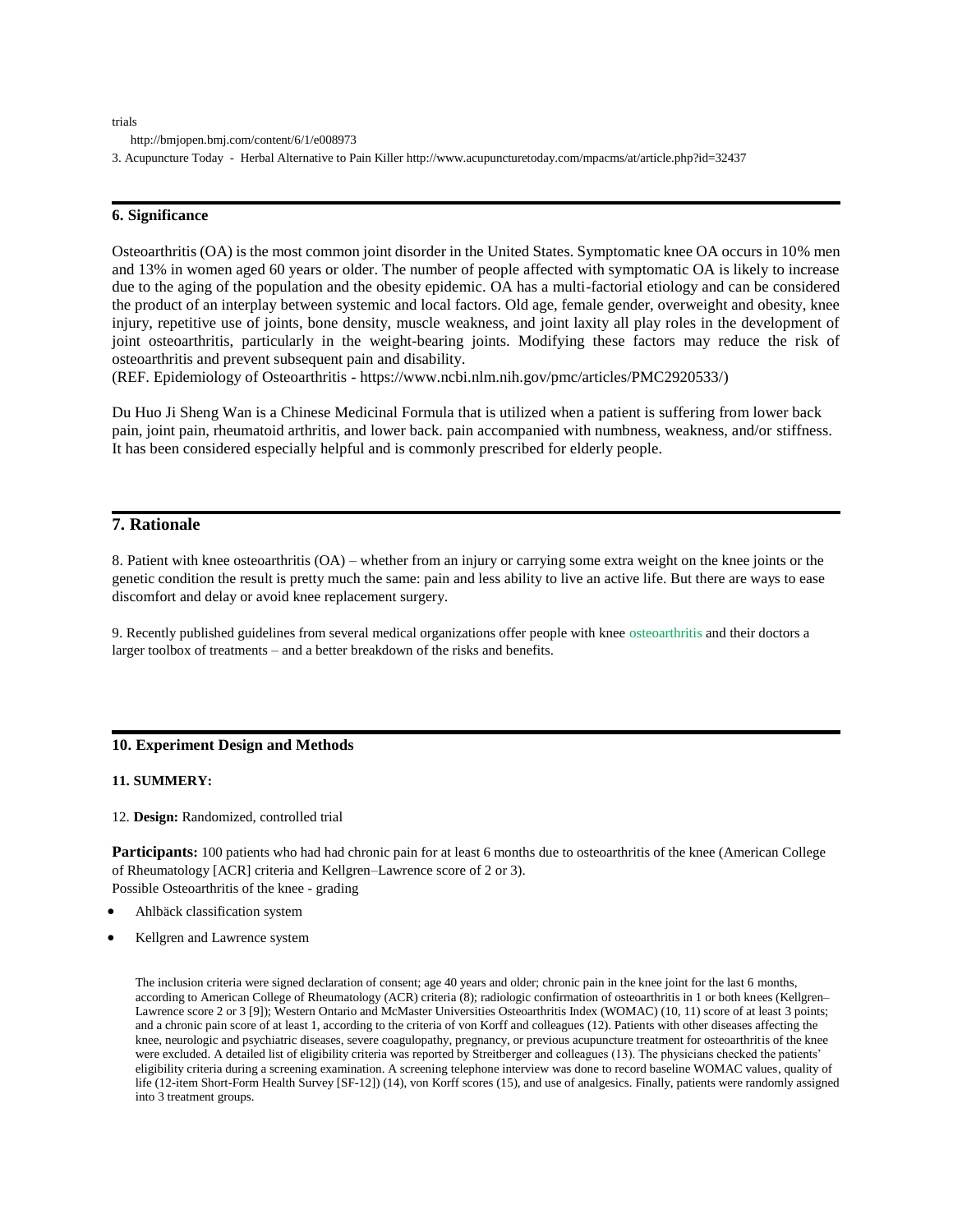trials

http://bmjopen.bmj.com/content/6/1/e008973

3. Acupuncture Today - Herbal Alternative to Pain Killer http://www.acupuncturetoday.com/mpacms/at/article.php?id=32437

---

## 6. Significance

Osteoarthritis (OA) is the most common joint disorder in the United States. Symptomatic knee OA occurs in 10% men and 13% in women aged 60 years or older. The number of people affected with symptomatic OA is likely to increase due to the aging of the population and the obesity epidemic. OA has a multi-factorial etiology and can be considered the product of an interplay between systemic and local factors. Old age, female gender, overweight and obesity, knee injury, repetitive use of joints, bone density, muscle weakness, and joint laxity all play roles in the development of joint osteoarthritis, particularly in the weight-bearing joints. Modifying these factors may reduce the risk of osteoarthritis and prevent subsequent pain and disability.
(REF. Epidemiology of Osteoarthritis - https://www.ncbi.nlm.nih.gov/pmc/articles/PMC2920533/)

Du Huo Ji Sheng Wan is a Chinese Medicinal Formula that is utilized when a patient is suffering from lower back pain, joint pain, rheumatoid arthritis, and lower back. pain accompanied with numbness, weakness, and/or stiffness. It has been considered especially helpful and is commonly prescribed for elderly people.

---

## 7. Rationale

8. Patient with knee osteoarthritis (OA) – whether from an injury or carrying some extra weight on the knee joints or the genetic condition the result is pretty much the same: pain and less ability to live an active life. But there are ways to ease discomfort and delay or avoid knee replacement surgery.

9. Recently published guidelines from several medical organizations offer people with knee osteoarthritis and their doctors a larger toolbox of treatments – and a better breakdown of the risks and benefits.

---

## 10. Experiment Design and Methods

**11. SUMMERY:**

12. **Design:** Randomized, controlled trial

**Participants:** 100 patients who had had chronic pain for at least 6 months due to osteoarthritis of the knee (American College of Rheumatology [ACR] criteria and Kellgren–Lawrence score of 2 or 3).
Possible Osteoarthritis of the knee - grading

- Ahlbäck classification system
- Kellgren and Lawrence system

> The inclusion criteria were signed declaration of consent; age 40 years and older; chronic pain in the knee joint for the last 6 months, according to American College of Rheumatology (ACR) criteria (8); radiologic confirmation of osteoarthritis in 1 or both knees (Kellgren–Lawrence score 2 or 3 [9]); Western Ontario and McMaster Universities Osteoarthritis Index (WOMAC) (10, 11) score of at least 3 points; and a chronic pain score of at least 1, according to the criteria of von Korff and colleagues (12). Patients with other diseases affecting the knee, neurologic and psychiatric diseases, severe coagulopathy, pregnancy, or previous acupuncture treatment for osteoarthritis of the knee were excluded. A detailed list of eligibility criteria was reported by Streitberger and colleagues (13). The physicians checked the patients' eligibility criteria during a screening examination. A screening telephone interview was done to record baseline WOMAC values, quality of life (12-item Short-Form Health Survey [SF-12]) (14), von Korff scores (15), and use of analgesics. Finally, patients were randomly assigned into 3 treatment groups.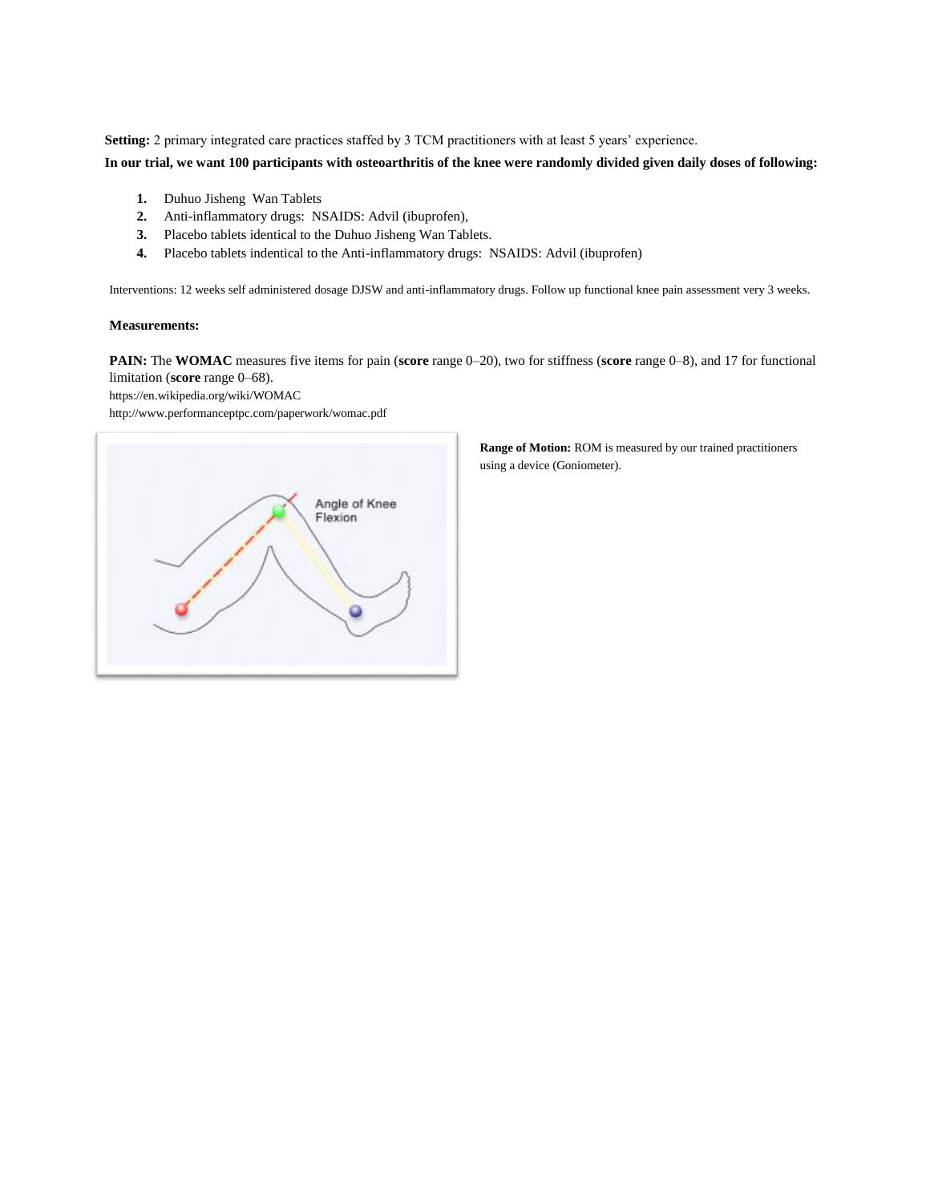**Setting:** 2 primary integrated care practices staffed by 3 TCM practitioners with at least 5 years' experience.

**In our trial, we want 100 participants with osteoarthritis of the knee were randomly divided given daily doses of following:**

1. Duhuo Jisheng Wan Tablets
2. Anti-inflammatory drugs: NSAIDS: Advil (ibuprofen),
3. Placebo tablets identical to the Duhuo Jisheng Wan Tablets.
4. Placebo tablets indentical to the Anti-inflammatory drugs: NSAIDS: Advil (ibuprofen)

Interventions: 12 weeks self administered dosage DJSW and anti-inflammatory drugs. Follow up functional knee pain assessment very 3 weeks.

**Measurements:**

**PAIN:** The **WOMAC** measures five items for pain (**score** range 0–20), two for stiffness (**score** range 0–8), and 17 for functional limitation (**score** range 0–68).

https://en.wikipedia.org/wiki/WOMAC

http://www.performanceptpc.com/paperwork/womac.pdf

Angle of Knee Flexion

**Range of Motion:** ROM is measured by our trained practitioners using a device (Goniometer).